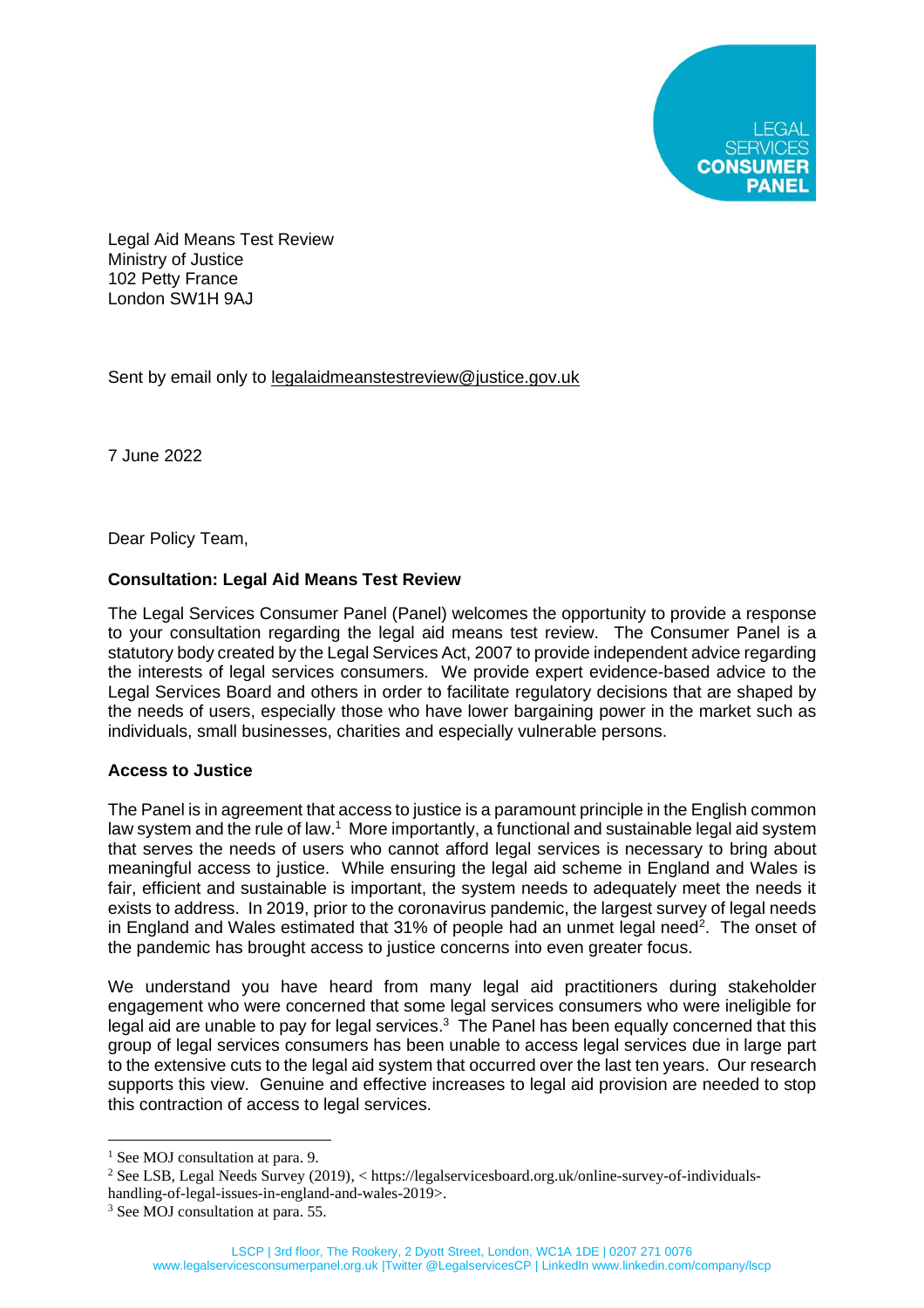LEGAL SERVICES **CONSUMER PANEL**

Legal Aid Means Test Review
Ministry of Justice
102 Petty France
London SW1H 9AJ

Sent by email only to legalaidmeanstestreview@justice.gov.uk

7 June 2022

Dear Policy Team,

**Consultation: Legal Aid Means Test Review**

The Legal Services Consumer Panel (Panel) welcomes the opportunity to provide a response to your consultation regarding the legal aid means test review. The Consumer Panel is a statutory body created by the Legal Services Act, 2007 to provide independent advice regarding the interests of legal services consumers. We provide expert evidence-based advice to the Legal Services Board and others in order to facilitate regulatory decisions that are shaped by the needs of users, especially those who have lower bargaining power in the market such as individuals, small businesses, charities and especially vulnerable persons.

**Access to Justice**

The Panel is in agreement that access to justice is a paramount principle in the English common law system and the rule of law.[1] More importantly, a functional and sustainable legal aid system that serves the needs of users who cannot afford legal services is necessary to bring about meaningful access to justice. While ensuring the legal aid scheme in England and Wales is fair, efficient and sustainable is important, the system needs to adequately meet the needs it exists to address. In 2019, prior to the coronavirus pandemic, the largest survey of legal needs in England and Wales estimated that 31% of people had an unmet legal need[2]. The onset of the pandemic has brought access to justice concerns into even greater focus.

We understand you have heard from many legal aid practitioners during stakeholder engagement who were concerned that some legal services consumers who were ineligible for legal aid are unable to pay for legal services.[3] The Panel has been equally concerned that this group of legal services consumers has been unable to access legal services due in large part to the extensive cuts to the legal aid system that occurred over the last ten years. Our research supports this view. Genuine and effective increases to legal aid provision are needed to stop this contraction of access to legal services.

[1] See MOJ consultation at para. 9.

[2] See LSB, Legal Needs Survey (2019), < https://legalservicesboard.org.uk/online-survey-of-individuals-handling-of-legal-issues-in-england-and-wales-2019>.

[3] See MOJ consultation at para. 55.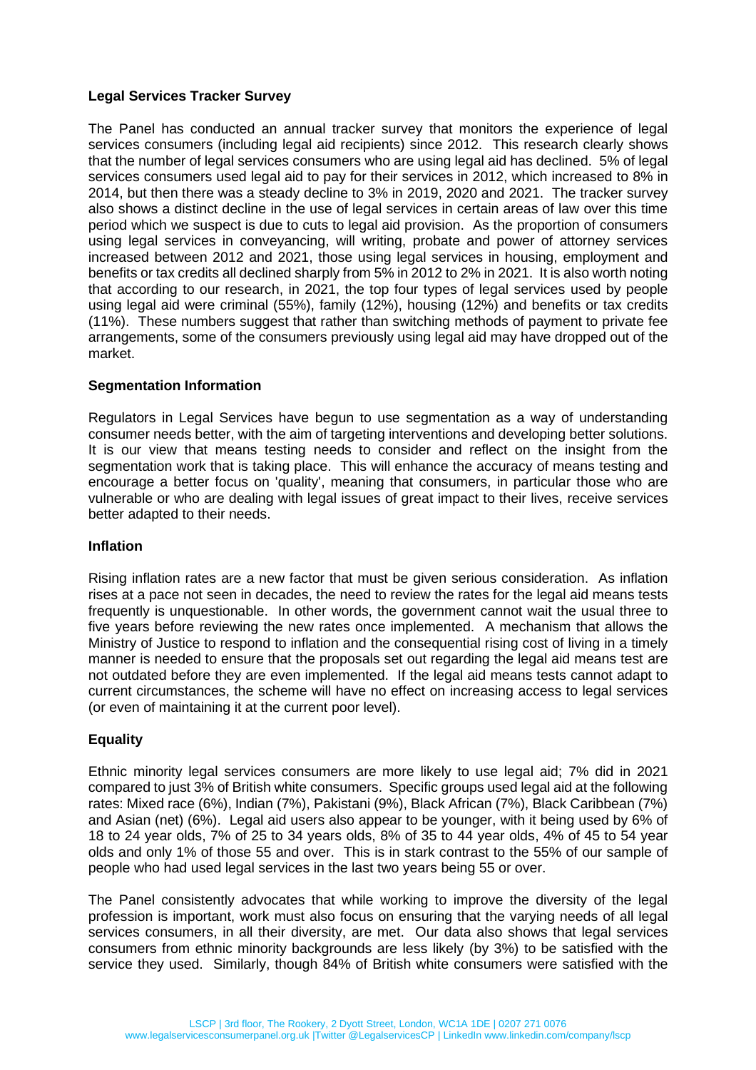**Legal Services Tracker Survey**

The Panel has conducted an annual tracker survey that monitors the experience of legal services consumers (including legal aid recipients) since 2012. This research clearly shows that the number of legal services consumers who are using legal aid has declined. 5% of legal services consumers used legal aid to pay for their services in 2012, which increased to 8% in 2014, but then there was a steady decline to 3% in 2019, 2020 and 2021. The tracker survey also shows a distinct decline in the use of legal services in certain areas of law over this time period which we suspect is due to cuts to legal aid provision. As the proportion of consumers using legal services in conveyancing, will writing, probate and power of attorney services increased between 2012 and 2021, those using legal services in housing, employment and benefits or tax credits all declined sharply from 5% in 2012 to 2% in 2021. It is also worth noting that according to our research, in 2021, the top four types of legal services used by people using legal aid were criminal (55%), family (12%), housing (12%) and benefits or tax credits (11%). These numbers suggest that rather than switching methods of payment to private fee arrangements, some of the consumers previously using legal aid may have dropped out of the market.

**Segmentation Information**

Regulators in Legal Services have begun to use segmentation as a way of understanding consumer needs better, with the aim of targeting interventions and developing better solutions. It is our view that means testing needs to consider and reflect on the insight from the segmentation work that is taking place. This will enhance the accuracy of means testing and encourage a better focus on 'quality', meaning that consumers, in particular those who are vulnerable or who are dealing with legal issues of great impact to their lives, receive services better adapted to their needs.

**Inflation**

Rising inflation rates are a new factor that must be given serious consideration. As inflation rises at a pace not seen in decades, the need to review the rates for the legal aid means tests frequently is unquestionable. In other words, the government cannot wait the usual three to five years before reviewing the new rates once implemented. A mechanism that allows the Ministry of Justice to respond to inflation and the consequential rising cost of living in a timely manner is needed to ensure that the proposals set out regarding the legal aid means test are not outdated before they are even implemented. If the legal aid means tests cannot adapt to current circumstances, the scheme will have no effect on increasing access to legal services (or even of maintaining it at the current poor level).

**Equality**

Ethnic minority legal services consumers are more likely to use legal aid; 7% did in 2021 compared to just 3% of British white consumers. Specific groups used legal aid at the following rates: Mixed race (6%), Indian (7%), Pakistani (9%), Black African (7%), Black Caribbean (7%) and Asian (net) (6%). Legal aid users also appear to be younger, with it being used by 6% of 18 to 24 year olds, 7% of 25 to 34 years olds, 8% of 35 to 44 year olds, 4% of 45 to 54 year olds and only 1% of those 55 and over. This is in stark contrast to the 55% of our sample of people who had used legal services in the last two years being 55 or over.

The Panel consistently advocates that while working to improve the diversity of the legal profession is important, work must also focus on ensuring that the varying needs of all legal services consumers, in all their diversity, are met. Our data also shows that legal services consumers from ethnic minority backgrounds are less likely (by 3%) to be satisfied with the service they used. Similarly, though 84% of British white consumers were satisfied with the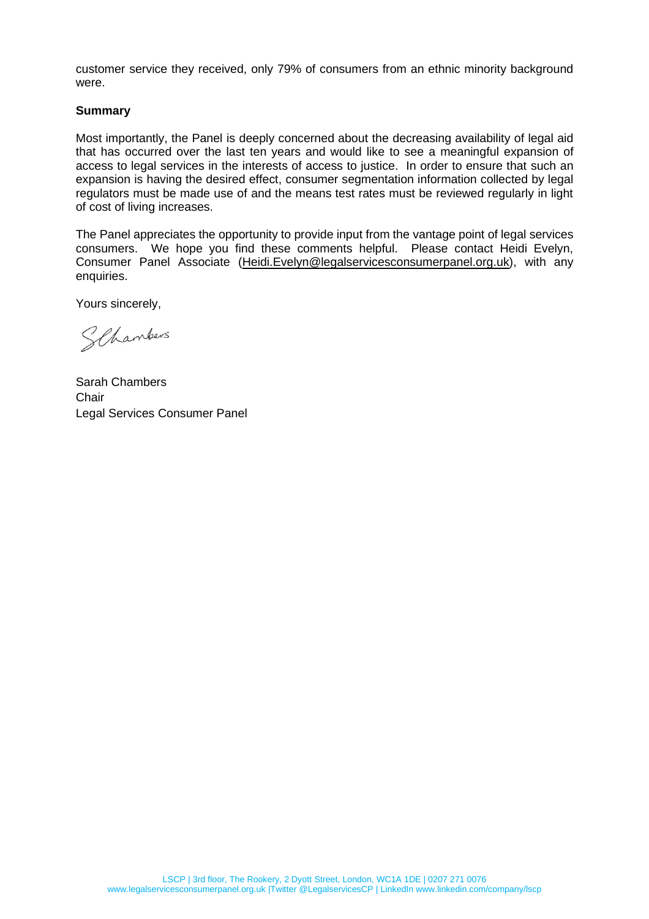customer service they received, only 79% of consumers from an ethnic minority background were.

**Summary**

Most importantly, the Panel is deeply concerned about the decreasing availability of legal aid that has occurred over the last ten years and would like to see a meaningful expansion of access to legal services in the interests of access to justice. In order to ensure that such an expansion is having the desired effect, consumer segmentation information collected by legal regulators must be made use of and the means test rates must be reviewed regularly in light of cost of living increases.

The Panel appreciates the opportunity to provide input from the vantage point of legal services consumers. We hope you find these comments helpful. Please contact Heidi Evelyn, Consumer Panel Associate (Heidi.Evelyn@legalservicesconsumerpanel.org.uk), with any enquiries.

Yours sincerely,

S Chambers

Sarah Chambers
Chair
Legal Services Consumer Panel

LSCP | 3rd floor, The Rookery, 2 Dyott Street, London, WC1A 1DE | 0207 271 0076
www.legalservicesconsumerpanel.org.uk |Twitter @LegalservicesCP | LinkedIn www.linkedin.com/company/lscp